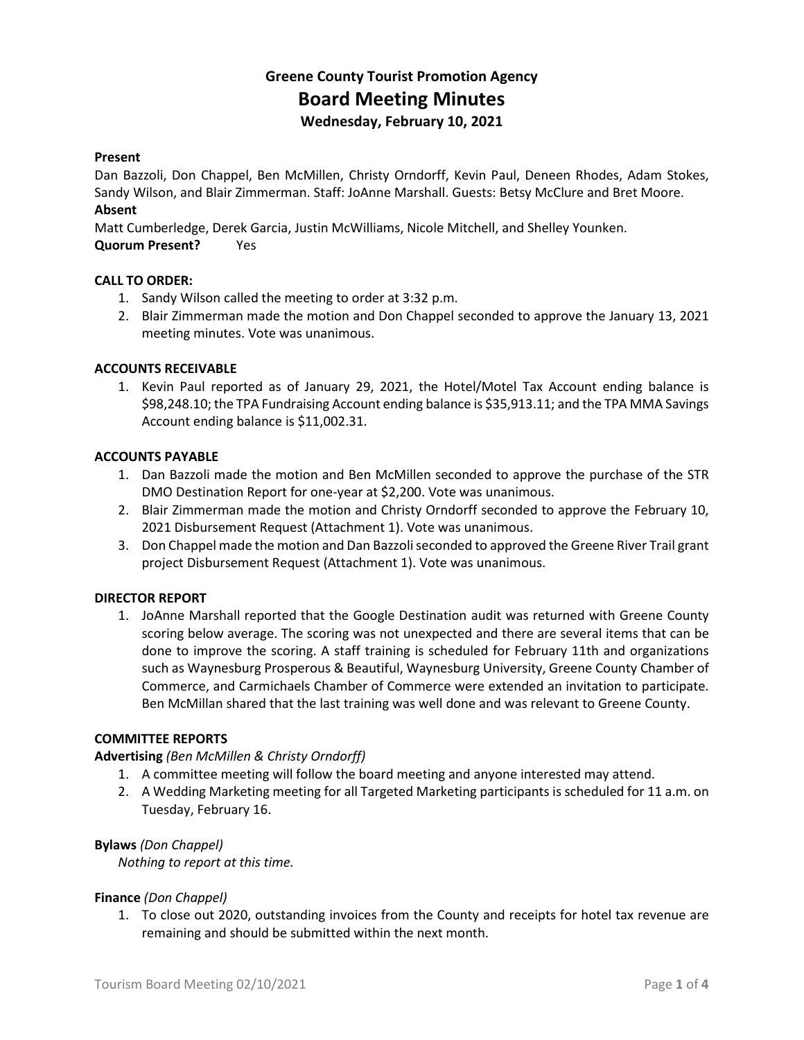# Greene County Tourist Promotion Agency

## Board Meeting Minutes

### Wednesday, February 10, 2021

**Present**
Dan Bazzoli, Don Chappel, Ben McMillen, Christy Orndorff, Kevin Paul, Deneen Rhodes, Adam Stokes, Sandy Wilson, and Blair Zimmerman. Staff: JoAnne Marshall. Guests: Betsy McClure and Bret Moore.

**Absent**
Matt Cumberledge, Derek Garcia, Justin McWilliams, Nicole Mitchell, and Shelley Younken.

**Quorum Present?** Yes

**CALL TO ORDER:**

1. Sandy Wilson called the meeting to order at 3:32 p.m.
2. Blair Zimmerman made the motion and Don Chappel seconded to approve the January 13, 2021 meeting minutes. Vote was unanimous.

**ACCOUNTS RECEIVABLE**

1. Kevin Paul reported as of January 29, 2021, the Hotel/Motel Tax Account ending balance is \$98,248.10; the TPA Fundraising Account ending balance is \$35,913.11; and the TPA MMA Savings Account ending balance is \$11,002.31.

**ACCOUNTS PAYABLE**

1. Dan Bazzoli made the motion and Ben McMillen seconded to approve the purchase of the STR DMO Destination Report for one-year at \$2,200. Vote was unanimous.
2. Blair Zimmerman made the motion and Christy Orndorff seconded to approve the February 10, 2021 Disbursement Request (Attachment 1). Vote was unanimous.
3. Don Chappel made the motion and Dan Bazzoli seconded to approved the Greene River Trail grant project Disbursement Request (Attachment 1). Vote was unanimous.

**DIRECTOR REPORT**

1. JoAnne Marshall reported that the Google Destination audit was returned with Greene County scoring below average. The scoring was not unexpected and there are several items that can be done to improve the scoring. A staff training is scheduled for February 11th and organizations such as Waynesburg Prosperous & Beautiful, Waynesburg University, Greene County Chamber of Commerce, and Carmichaels Chamber of Commerce were extended an invitation to participate. Ben McMillan shared that the last training was well done and was relevant to Greene County.

**COMMITTEE REPORTS**

**Advertising** *(Ben McMillen & Christy Orndorff)*

1. A committee meeting will follow the board meeting and anyone interested may attend.
2. A Wedding Marketing meeting for all Targeted Marketing participants is scheduled for 11 a.m. on Tuesday, February 16.

**Bylaws** *(Don Chappel)*

*Nothing to report at this time.*

**Finance** *(Don Chappel)*

1. To close out 2020, outstanding invoices from the County and receipts for hotel tax revenue are remaining and should be submitted within the next month.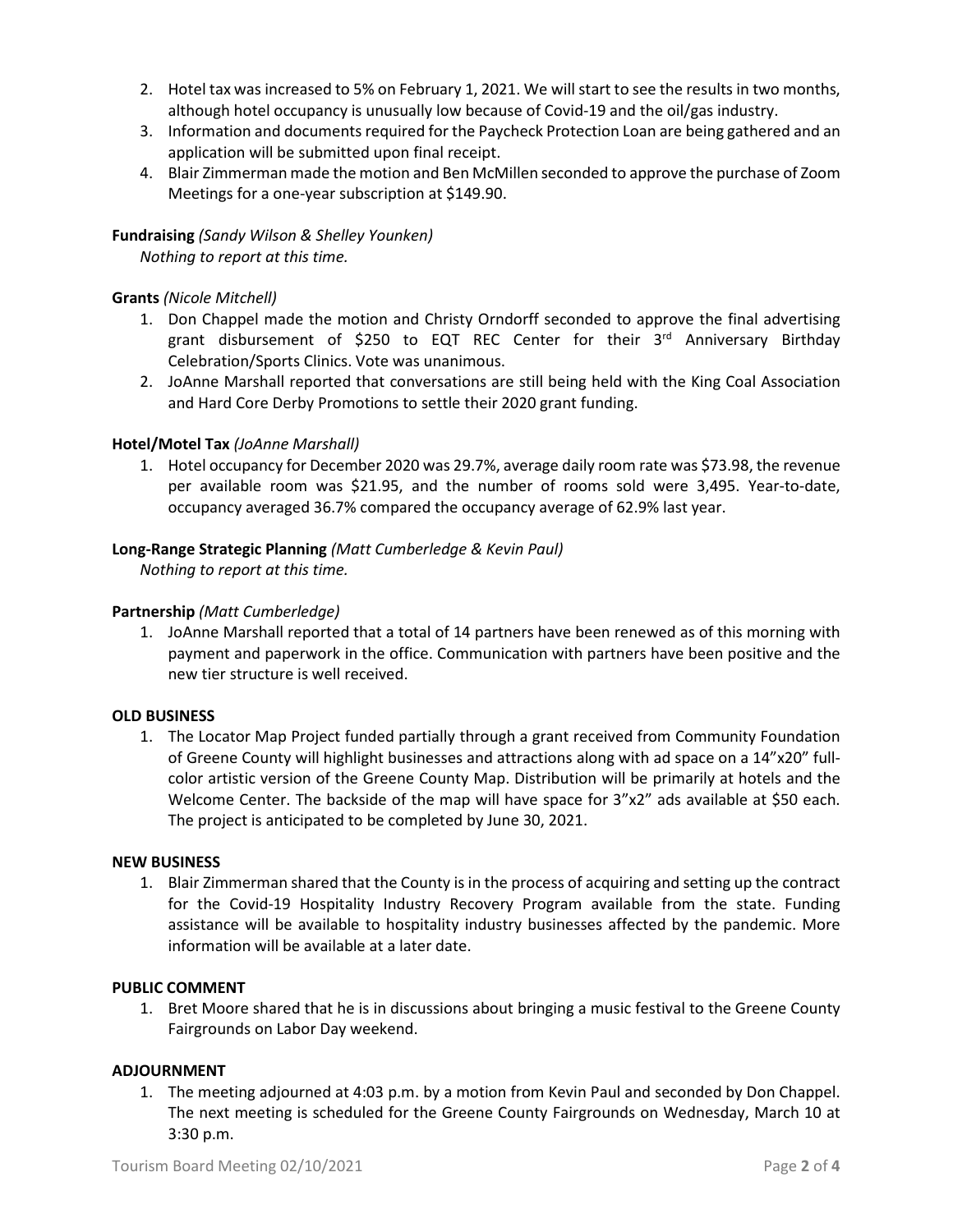2. Hotel tax was increased to 5% on February 1, 2021. We will start to see the results in two months, although hotel occupancy is unusually low because of Covid-19 and the oil/gas industry.
3. Information and documents required for the Paycheck Protection Loan are being gathered and an application will be submitted upon final receipt.
4. Blair Zimmerman made the motion and Ben McMillen seconded to approve the purchase of Zoom Meetings for a one-year subscription at $149.90.

**Fundraising** *(Sandy Wilson & Shelley Younken)*

*Nothing to report at this time.*

**Grants** *(Nicole Mitchell)*

1. Don Chappel made the motion and Christy Orndorff seconded to approve the final advertising grant disbursement of $250 to EQT REC Center for their 3rd Anniversary Birthday Celebration/Sports Clinics. Vote was unanimous.
2. JoAnne Marshall reported that conversations are still being held with the King Coal Association and Hard Core Derby Promotions to settle their 2020 grant funding.

**Hotel/Motel Tax** *(JoAnne Marshall)*

1. Hotel occupancy for December 2020 was 29.7%, average daily room rate was $73.98, the revenue per available room was $21.95, and the number of rooms sold were 3,495. Year-to-date, occupancy averaged 36.7% compared the occupancy average of 62.9% last year.

**Long-Range Strategic Planning** *(Matt Cumberledge & Kevin Paul)*

*Nothing to report at this time.*

**Partnership** *(Matt Cumberledge)*

1. JoAnne Marshall reported that a total of 14 partners have been renewed as of this morning with payment and paperwork in the office. Communication with partners have been positive and the new tier structure is well received.

**OLD BUSINESS**

1. The Locator Map Project funded partially through a grant received from Community Foundation of Greene County will highlight businesses and attractions along with ad space on a 14"x20" full-color artistic version of the Greene County Map. Distribution will be primarily at hotels and the Welcome Center. The backside of the map will have space for 3"x2" ads available at $50 each. The project is anticipated to be completed by June 30, 2021.

**NEW BUSINESS**

1. Blair Zimmerman shared that the County is in the process of acquiring and setting up the contract for the Covid-19 Hospitality Industry Recovery Program available from the state. Funding assistance will be available to hospitality industry businesses affected by the pandemic. More information will be available at a later date.

**PUBLIC COMMENT**

1. Bret Moore shared that he is in discussions about bringing a music festival to the Greene County Fairgrounds on Labor Day weekend.

**ADJOURNMENT**

1. The meeting adjourned at 4:03 p.m. by a motion from Kevin Paul and seconded by Don Chappel. The next meeting is scheduled for the Greene County Fairgrounds on Wednesday, March 10 at 3:30 p.m.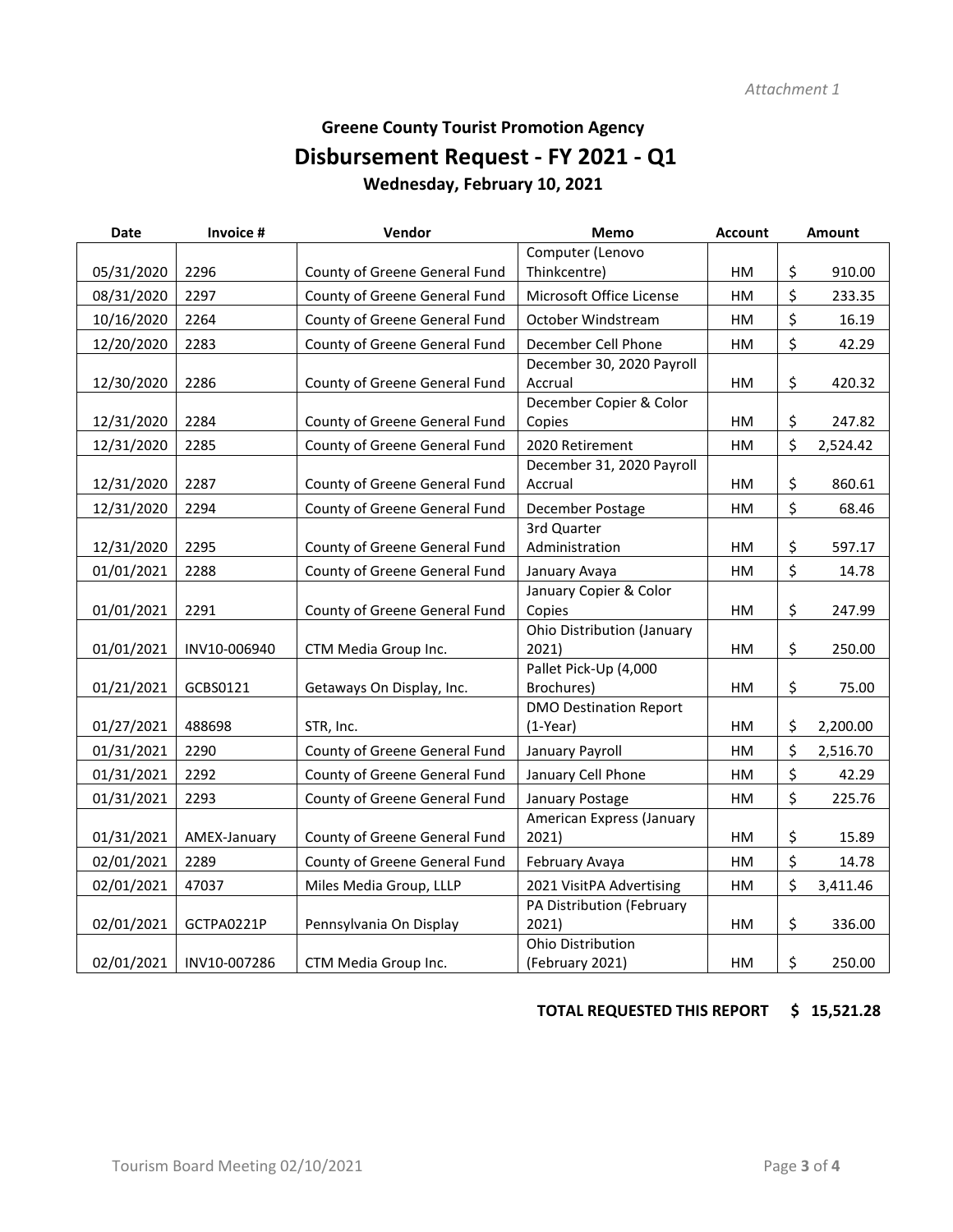*Attachment 1*

## Greene County Tourist Promotion Agency

# Disbursement Request - FY 2021 - Q1

### Wednesday, February 10, 2021

| Date | Invoice # | Vendor | Memo | Account | Amount |
|---|---|---|---|---|---|
| 05/31/2020 | 2296 | County of Greene General Fund | Computer (Lenovo Thinkcentre) | HM | $ 910.00 |
| 08/31/2020 | 2297 | County of Greene General Fund | Microsoft Office License | HM | $ 233.35 |
| 10/16/2020 | 2264 | County of Greene General Fund | October Windstream | HM | $ 16.19 |
| 12/20/2020 | 2283 | County of Greene General Fund | December Cell Phone | HM | $ 42.29 |
| 12/30/2020 | 2286 | County of Greene General Fund | December 30, 2020 Payroll Accrual | HM | $ 420.32 |
| 12/31/2020 | 2284 | County of Greene General Fund | December Copier & Color Copies | HM | $ 247.82 |
| 12/31/2020 | 2285 | County of Greene General Fund | 2020 Retirement | HM | $ 2,524.42 |
| 12/31/2020 | 2287 | County of Greene General Fund | December 31, 2020 Payroll Accrual | HM | $ 860.61 |
| 12/31/2020 | 2294 | County of Greene General Fund | December Postage | HM | $ 68.46 |
| 12/31/2020 | 2295 | County of Greene General Fund | 3rd Quarter Administration | HM | $ 597.17 |
| 01/01/2021 | 2288 | County of Greene General Fund | January Avaya | HM | $ 14.78 |
| 01/01/2021 | 2291 | County of Greene General Fund | January Copier & Color Copies | HM | $ 247.99 |
| 01/01/2021 | INV10-006940 | CTM Media Group Inc. | Ohio Distribution (January 2021) | HM | $ 250.00 |
| 01/21/2021 | GCBS0121 | Getaways On Display, Inc. | Pallet Pick-Up (4,000 Brochures) | HM | $ 75.00 |
| 01/27/2021 | 488698 | STR, Inc. | DMO Destination Report (1-Year) | HM | $ 2,200.00 |
| 01/31/2021 | 2290 | County of Greene General Fund | January Payroll | HM | $ 2,516.70 |
| 01/31/2021 | 2292 | County of Greene General Fund | January Cell Phone | HM | $ 42.29 |
| 01/31/2021 | 2293 | County of Greene General Fund | January Postage | HM | $ 225.76 |
| 01/31/2021 | AMEX-January | County of Greene General Fund | American Express (January 2021) | HM | $ 15.89 |
| 02/01/2021 | 2289 | County of Greene General Fund | February Avaya | HM | $ 14.78 |
| 02/01/2021 | 47037 | Miles Media Group, LLLP | 2021 VisitPA Advertising | HM | $ 3,411.46 |
| 02/01/2021 | GCTPA0221P | Pennsylvania On Display | PA Distribution (February 2021) | HM | $ 336.00 |
| 02/01/2021 | INV10-007286 | CTM Media Group Inc. | Ohio Distribution (February 2021) | HM | $ 250.00 |

**TOTAL REQUESTED THIS REPORT $ 15,521.28**

Tourism Board Meeting 02/10/2021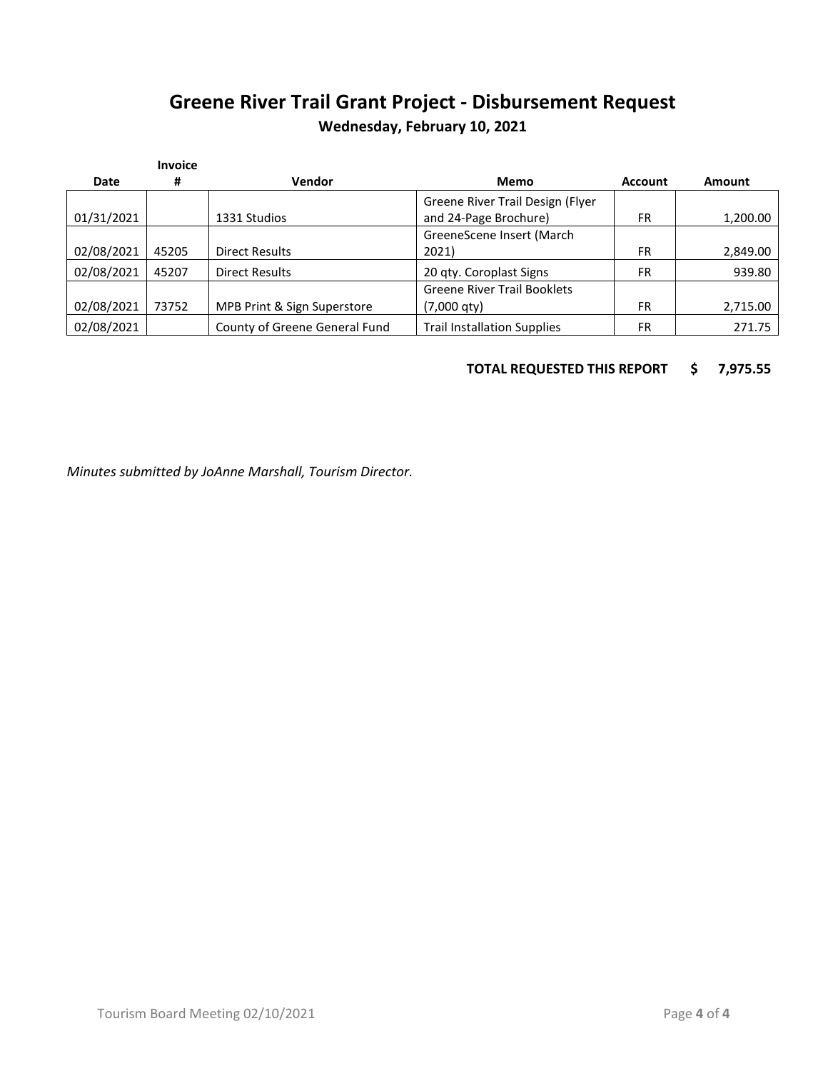# Greene River Trail Grant Project - Disbursement Request

**Wednesday, February 10, 2021**

| Date | Invoice # | Vendor | Memo | Account | Amount |
|---|---|---|---|---|---|
| 01/31/2021 | | 1331 Studios | Greene River Trail Design (Flyer and 24-Page Brochure) | FR | 1,200.00 |
| 02/08/2021 | 45205 | Direct Results | GreeneScene Insert (March 2021) | FR | 2,849.00 |
| 02/08/2021 | 45207 | Direct Results | 20 qty. Coroplast Signs | FR | 939.80 |
| 02/08/2021 | 73752 | MPB Print & Sign Superstore | Greene River Trail Booklets (7,000 qty) | FR | 2,715.00 |
| 02/08/2021 | | County of Greene General Fund | Trail Installation Supplies | FR | 271.75 |

**TOTAL REQUESTED THIS REPORT $ 7,975.55**

*Minutes submitted by JoAnne Marshall, Tourism Director.*